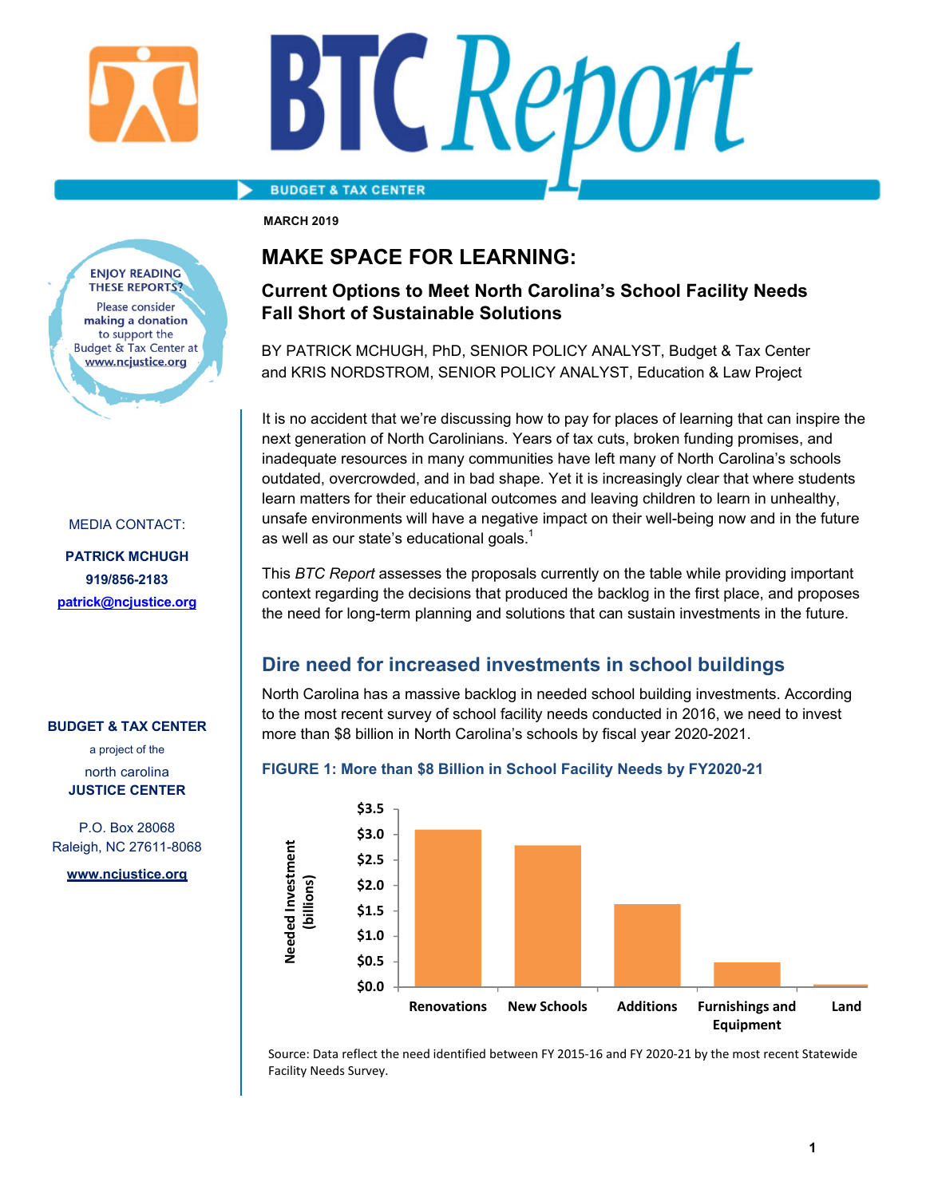**BTC Report**

BUDGET & TAX CENTER

MARCH 2019

# MAKE SPACE FOR LEARNING:

## Current Options to Meet North Carolina's School Facility Needs Fall Short of Sustainable Solutions

BY PATRICK MCHUGH, PhD, SENIOR POLICY ANALYST, Budget & Tax Center and KRIS NORDSTROM, SENIOR POLICY ANALYST, Education & Law Project

ENJOY READING THESE REPORTS? Please consider **making a donation** to support the Budget & Tax Center at **www.ncjustice.org**

MEDIA CONTACT:

**PATRICK MCHUGH**
**919/856-2183**
**patrick@ncjustice.org**

**BUDGET & TAX CENTER**
a project of the
north carolina
**JUSTICE CENTER**

P.O. Box 28068
Raleigh, NC 27611-8068

**www.ncjustice.org**

It is no accident that we're discussing how to pay for places of learning that can inspire the next generation of North Carolinians. Years of tax cuts, broken funding promises, and inadequate resources in many communities have left many of North Carolina's schools outdated, overcrowded, and in bad shape. Yet it is increasingly clear that where students learn matters for their educational outcomes and leaving children to learn in unhealthy, unsafe environments will have a negative impact on their well-being now and in the future as well as our state's educational goals.[1]

This *BTC Report* assesses the proposals currently on the table while providing important context regarding the decisions that produced the backlog in the first place, and proposes the need for long-term planning and solutions that can sustain investments in the future.

## Dire need for increased investments in school buildings

North Carolina has a massive backlog in needed school building investments. According to the most recent survey of school facility needs conducted in 2016, we need to invest more than $8 billion in North Carolina's schools by fiscal year 2020-2021.

**FIGURE 1: More than $8 Billion in School Facility Needs by FY2020-21**

| Category | Needed Investment (billions) (approx.) |
|---|---|
| Renovations | $3.1 |
| New Schools | $2.8 |
| Additions | $1.6 |
| Furnishings and Equipment | $0.5 |
| Land | $0.05 |

Source: Data reflect the need identified between FY 2015-16 and FY 2020-21 by the most recent Statewide Facility Needs Survey.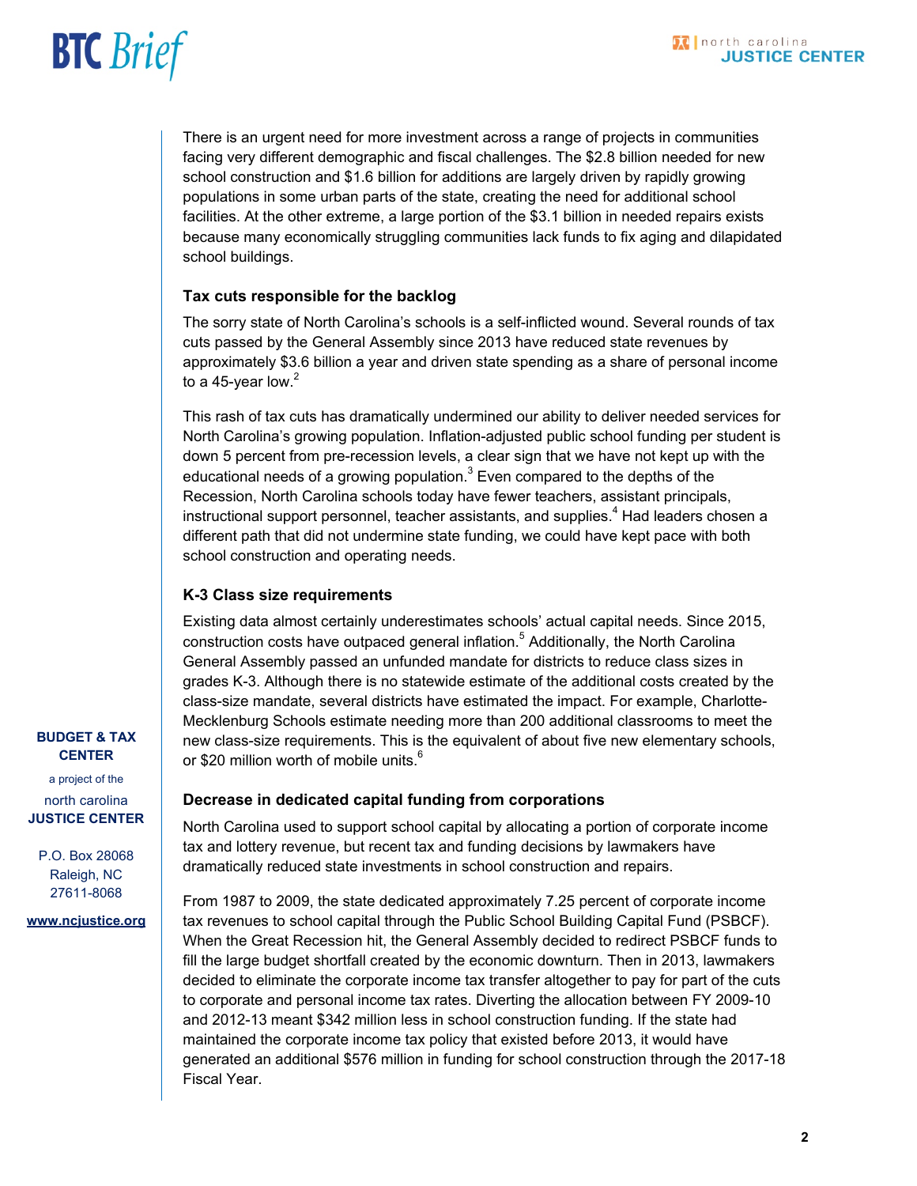There is an urgent need for more investment across a range of projects in communities facing very different demographic and fiscal challenges. The $2.8 billion needed for new school construction and $1.6 billion for additions are largely driven by rapidly growing populations in some urban parts of the state, creating the need for additional school facilities. At the other extreme, a large portion of the $3.1 billion in needed repairs exists because many economically struggling communities lack funds to fix aging and dilapidated school buildings.

### Tax cuts responsible for the backlog

The sorry state of North Carolina's schools is a self-inflicted wound. Several rounds of tax cuts passed by the General Assembly since 2013 have reduced state revenues by approximately $3.6 billion a year and driven state spending as a share of personal income to a 45-year low.[2]

This rash of tax cuts has dramatically undermined our ability to deliver needed services for North Carolina's growing population. Inflation-adjusted public school funding per student is down 5 percent from pre-recession levels, a clear sign that we have not kept up with the educational needs of a growing population.[3] Even compared to the depths of the Recession, North Carolina schools today have fewer teachers, assistant principals, instructional support personnel, teacher assistants, and supplies.[4] Had leaders chosen a different path that did not undermine state funding, we could have kept pace with both school construction and operating needs.

### K-3 Class size requirements

Existing data almost certainly underestimates schools' actual capital needs. Since 2015, construction costs have outpaced general inflation.[5] Additionally, the North Carolina General Assembly passed an unfunded mandate for districts to reduce class sizes in grades K-3. Although there is no statewide estimate of the additional costs created by the class-size mandate, several districts have estimated the impact. For example, Charlotte-Mecklenburg Schools estimate needing more than 200 additional classrooms to meet the new class-size requirements. This is the equivalent of about five new elementary schools, or $20 million worth of mobile units.[6]

### Decrease in dedicated capital funding from corporations

North Carolina used to support school capital by allocating a portion of corporate income tax and lottery revenue, but recent tax and funding decisions by lawmakers have dramatically reduced state investments in school construction and repairs.

From 1987 to 2009, the state dedicated approximately 7.25 percent of corporate income tax revenues to school capital through the Public School Building Capital Fund (PSBCF). When the Great Recession hit, the General Assembly decided to redirect PSBCF funds to fill the large budget shortfall created by the economic downturn. Then in 2013, lawmakers decided to eliminate the corporate income tax transfer altogether to pay for part of the cuts to corporate and personal income tax rates. Diverting the allocation between FY 2009-10 and 2012-13 meant $342 million less in school construction funding. If the state had maintained the corporate income tax policy that existed before 2013, it would have generated an additional $576 million in funding for school construction through the 2017-18 Fiscal Year.

**BUDGET & TAX CENTER**

a project of the

north carolina
**JUSTICE CENTER**

P.O. Box 28068
Raleigh, NC
27611-8068

**www.ncjustice.org**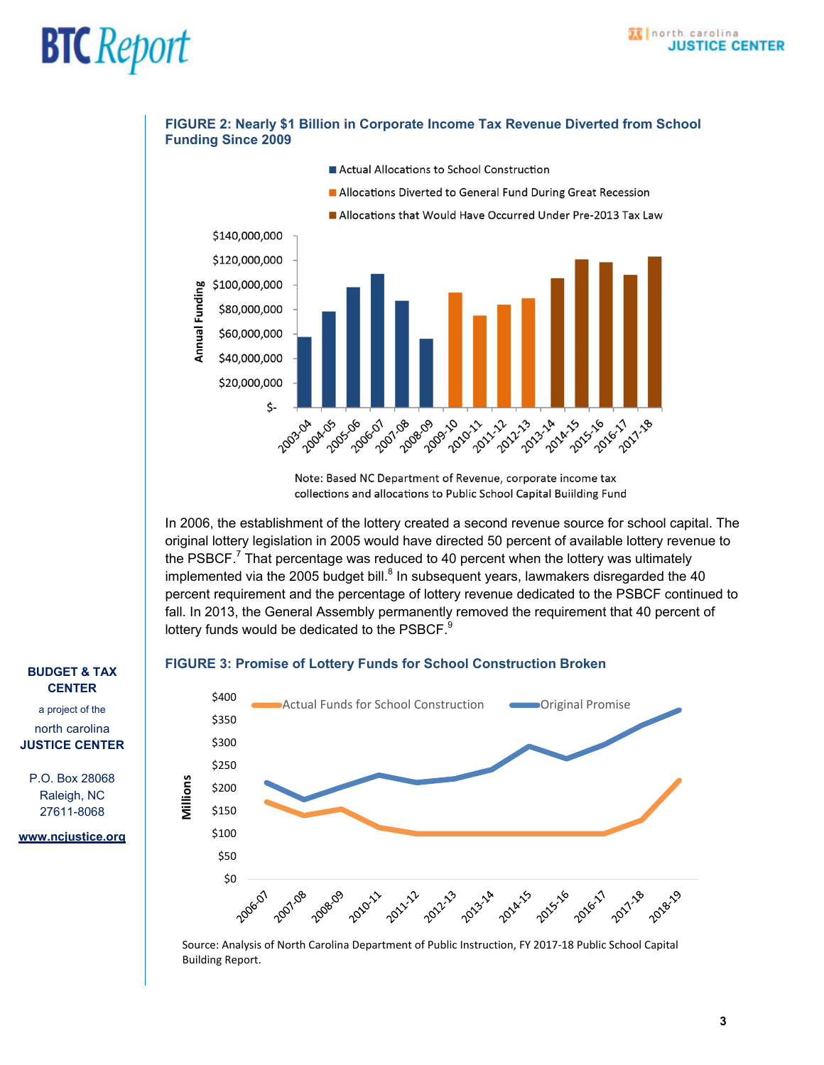**FIGURE 2: Nearly $1 Billion in Corporate Income Tax Revenue Diverted from School Funding Since 2009**

Note: Based NC Department of Revenue, corporate income tax collections and allocations to Public School Capital Buiilding Fund

In 2006, the establishment of the lottery created a second revenue source for school capital. The original lottery legislation in 2005 would have directed 50 percent of available lottery revenue to the PSBCF.[7] That percentage was reduced to 40 percent when the lottery was ultimately implemented via the 2005 budget bill.[8] In subsequent years, lawmakers disregarded the 40 percent requirement and the percentage of lottery revenue dedicated to the PSBCF continued to fall. In 2013, the General Assembly permanently removed the requirement that 40 percent of lottery funds would be dedicated to the PSBCF.[9]

**FIGURE 3: Promise of Lottery Funds for School Construction Broken**

Source: Analysis of North Carolina Department of Public Instruction, FY 2017-18 Public School Capital Building Report.

**BUDGET & TAX CENTER**

a project of the

north carolina

**JUSTICE CENTER**

P.O. Box 28068
Raleigh, NC
27611-8068

www.ncjustice.org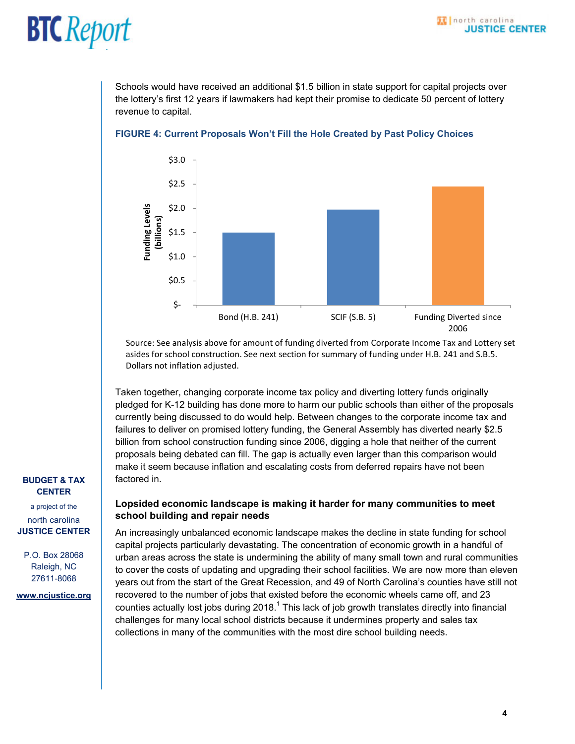Schools would have received an additional $1.5 billion in state support for capital projects over the lottery's first 12 years if lawmakers had kept their promise to dedicate 50 percent of lottery revenue to capital.

**FIGURE 4: Current Proposals Won't Fill the Hole Created by Past Policy Choices**

| | Funding Levels (billions) |
|---|---|
| Bond (H.B. 241) | $1.5 |
| SCIF (S.B. 5) | $2.0 |
| Funding Diverted since 2006 | $2.5 |

Source: See analysis above for amount of funding diverted from Corporate Income Tax and Lottery set asides for school construction. See next section for summary of funding under H.B. 241 and S.B.5. Dollars not inflation adjusted.

Taken together, changing corporate income tax policy and diverting lottery funds originally pledged for K-12 building has done more to harm our public schools than either of the proposals currently being discussed to do would help. Between changes to the corporate income tax and failures to deliver on promised lottery funding, the General Assembly has diverted nearly $2.5 billion from school construction funding since 2006, digging a hole that neither of the current proposals being debated can fill. The gap is actually even larger than this comparison would make it seem because inflation and escalating costs from deferred repairs have not been factored in.

### Lopsided economic landscape is making it harder for many communities to meet school building and repair needs

An increasingly unbalanced economic landscape makes the decline in state funding for school capital projects particularly devastating. The concentration of economic growth in a handful of urban areas across the state is undermining the ability of many small town and rural communities to cover the costs of updating and upgrading their school facilities. We are now more than eleven years out from the start of the Great Recession, and 49 of North Carolina's counties have still not recovered to the number of jobs that existed before the economic wheels came off, and 23 counties actually lost jobs during 2018.[1] This lack of job growth translates directly into financial challenges for many local school districts because it undermines property and sales tax collections in many of the communities with the most dire school building needs.

**BUDGET & TAX CENTER**

a project of the

north carolina **JUSTICE CENTER**

P.O. Box 28068
Raleigh, NC
27611-8068

**www.ncjustice.org**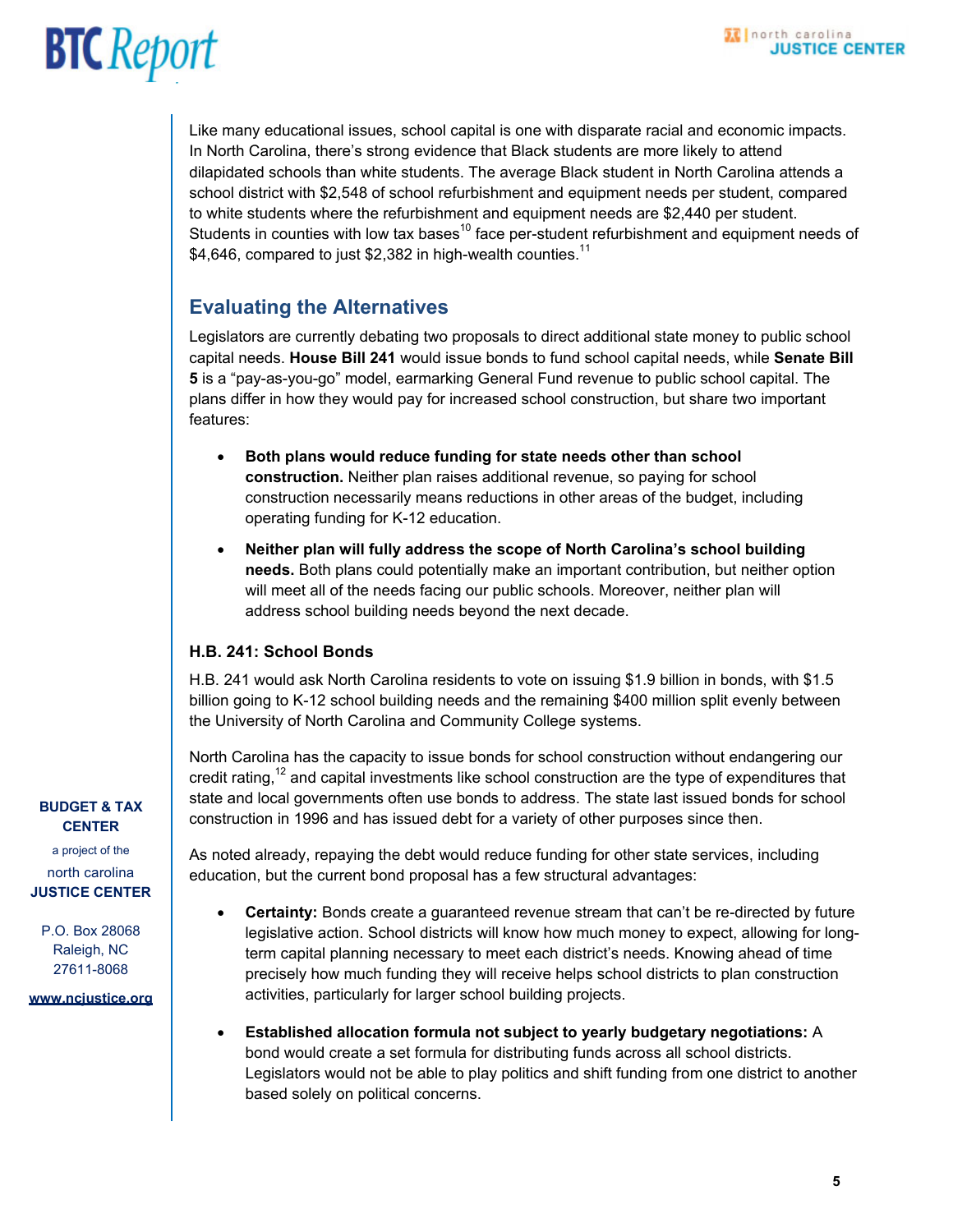Like many educational issues, school capital is one with disparate racial and economic impacts. In North Carolina, there's strong evidence that Black students are more likely to attend dilapidated schools than white students. The average Black student in North Carolina attends a school district with $2,548 of school refurbishment and equipment needs per student, compared to white students where the refurbishment and equipment needs are $2,440 per student. Students in counties with low tax bases[10] face per-student refurbishment and equipment needs of $4,646, compared to just $2,382 in high-wealth counties.[11]

## Evaluating the Alternatives

Legislators are currently debating two proposals to direct additional state money to public school capital needs. **House Bill 241** would issue bonds to fund school capital needs, while **Senate Bill 5** is a "pay-as-you-go" model, earmarking General Fund revenue to public school capital. The plans differ in how they would pay for increased school construction, but share two important features:

- **Both plans would reduce funding for state needs other than school construction.** Neither plan raises additional revenue, so paying for school construction necessarily means reductions in other areas of the budget, including operating funding for K-12 education.
- **Neither plan will fully address the scope of North Carolina's school building needs.** Both plans could potentially make an important contribution, but neither option will meet all of the needs facing our public schools. Moreover, neither plan will address school building needs beyond the next decade.

### H.B. 241: School Bonds

H.B. 241 would ask North Carolina residents to vote on issuing $1.9 billion in bonds, with $1.5 billion going to K-12 school building needs and the remaining $400 million split evenly between the University of North Carolina and Community College systems.

North Carolina has the capacity to issue bonds for school construction without endangering our credit rating,[12] and capital investments like school construction are the type of expenditures that state and local governments often use bonds to address. The state last issued bonds for school construction in 1996 and has issued debt for a variety of other purposes since then.

As noted already, repaying the debt would reduce funding for other state services, including education, but the current bond proposal has a few structural advantages:

- **Certainty:** Bonds create a guaranteed revenue stream that can't be re-directed by future legislative action. School districts will know how much money to expect, allowing for long-term capital planning necessary to meet each district's needs. Knowing ahead of time precisely how much funding they will receive helps school districts to plan construction activities, particularly for larger school building projects.
- **Established allocation formula not subject to yearly budgetary negotiations:** A bond would create a set formula for distributing funds across all school districts. Legislators would not be able to play politics and shift funding from one district to another based solely on political concerns.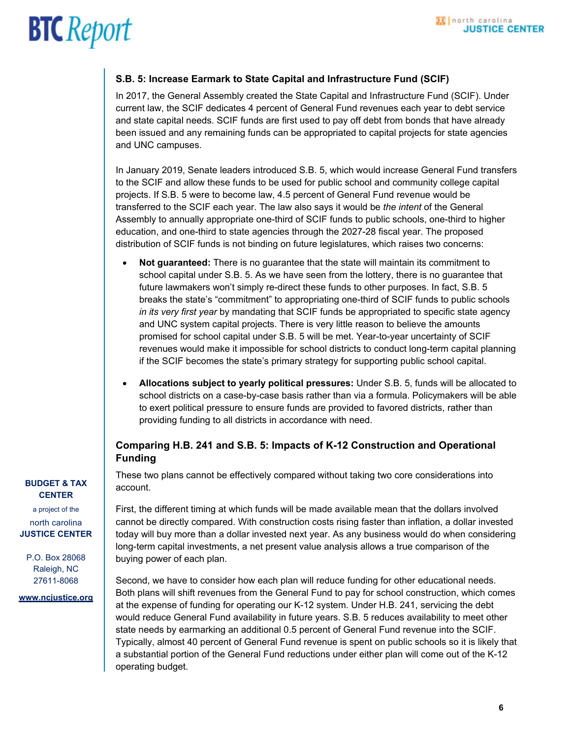### S.B. 5: Increase Earmark to State Capital and Infrastructure Fund (SCIF)

In 2017, the General Assembly created the State Capital and Infrastructure Fund (SCIF). Under current law, the SCIF dedicates 4 percent of General Fund revenues each year to debt service and state capital needs. SCIF funds are first used to pay off debt from bonds that have already been issued and any remaining funds can be appropriated to capital projects for state agencies and UNC campuses.

In January 2019, Senate leaders introduced S.B. 5, which would increase General Fund transfers to the SCIF and allow these funds to be used for public school and community college capital projects. If S.B. 5 were to become law, 4.5 percent of General Fund revenue would be transferred to the SCIF each year. The law also says it would be *the intent* of the General Assembly to annually appropriate one-third of SCIF funds to public schools, one-third to higher education, and one-third to state agencies through the 2027-28 fiscal year. The proposed distribution of SCIF funds is not binding on future legislatures, which raises two concerns:

- **Not guaranteed:** There is no guarantee that the state will maintain its commitment to school capital under S.B. 5. As we have seen from the lottery, there is no guarantee that future lawmakers won't simply re-direct these funds to other purposes. In fact, S.B. 5 breaks the state's "commitment" to appropriating one-third of SCIF funds to public schools *in its very first year* by mandating that SCIF funds be appropriated to specific state agency and UNC system capital projects. There is very little reason to believe the amounts promised for school capital under S.B. 5 will be met. Year-to-year uncertainty of SCIF revenues would make it impossible for school districts to conduct long-term capital planning if the SCIF becomes the state's primary strategy for supporting public school capital.
- **Allocations subject to yearly political pressures:** Under S.B. 5, funds will be allocated to school districts on a case-by-case basis rather than via a formula. Policymakers will be able to exert political pressure to ensure funds are provided to favored districts, rather than providing funding to all districts in accordance with need.

### Comparing H.B. 241 and S.B. 5: Impacts of K-12 Construction and Operational Funding

These two plans cannot be effectively compared without taking two core considerations into account.

First, the different timing at which funds will be made available mean that the dollars involved cannot be directly compared. With construction costs rising faster than inflation, a dollar invested today will buy more than a dollar invested next year. As any business would do when considering long-term capital investments, a net present value analysis allows a true comparison of the buying power of each plan.

Second, we have to consider how each plan will reduce funding for other educational needs. Both plans will shift revenues from the General Fund to pay for school construction, which comes at the expense of funding for operating our K-12 system. Under H.B. 241, servicing the debt would reduce General Fund availability in future years. S.B. 5 reduces availability to meet other state needs by earmarking an additional 0.5 percent of General Fund revenue into the SCIF. Typically, almost 40 percent of General Fund revenue is spent on public schools so it is likely that a substantial portion of the General Fund reductions under either plan will come out of the K-12 operating budget.

**BUDGET & TAX CENTER**

a project of the north carolina **JUSTICE CENTER**

P.O. Box 28068
Raleigh, NC
27611-8068

www.ncjustice.org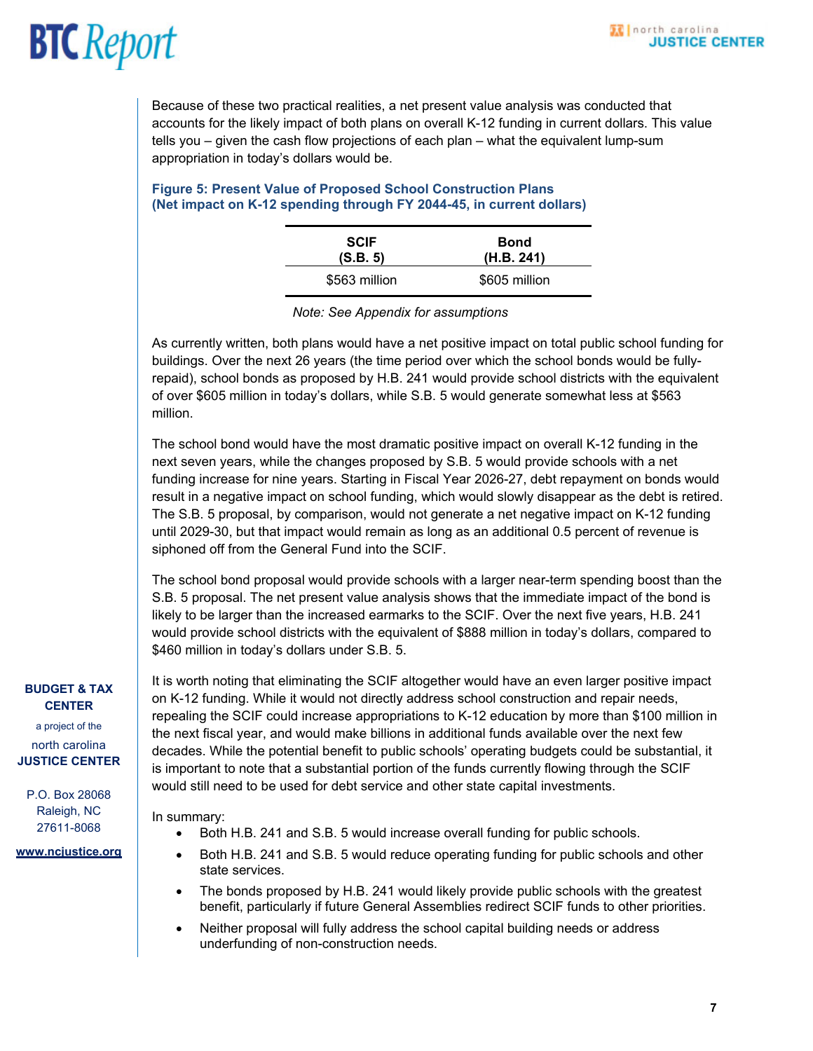Because of these two practical realities, a net present value analysis was conducted that accounts for the likely impact of both plans on overall K-12 funding in current dollars. This value tells you – given the cash flow projections of each plan – what the equivalent lump-sum appropriation in today's dollars would be.

**Figure 5: Present Value of Proposed School Construction Plans (Net impact on K-12 spending through FY 2044-45, in current dollars)**

| SCIF (S.B. 5) | Bond (H.B. 241) |
|---|---|
| $563 million | $605 million |

*Note: See Appendix for assumptions*

As currently written, both plans would have a net positive impact on total public school funding for buildings. Over the next 26 years (the time period over which the school bonds would be fully-repaid), school bonds as proposed by H.B. 241 would provide school districts with the equivalent of over $605 million in today's dollars, while S.B. 5 would generate somewhat less at $563 million.

The school bond would have the most dramatic positive impact on overall K-12 funding in the next seven years, while the changes proposed by S.B. 5 would provide schools with a net funding increase for nine years. Starting in Fiscal Year 2026-27, debt repayment on bonds would result in a negative impact on school funding, which would slowly disappear as the debt is retired. The S.B. 5 proposal, by comparison, would not generate a net negative impact on K-12 funding until 2029-30, but that impact would remain as long as an additional 0.5 percent of revenue is siphoned off from the General Fund into the SCIF.

The school bond proposal would provide schools with a larger near-term spending boost than the S.B. 5 proposal. The net present value analysis shows that the immediate impact of the bond is likely to be larger than the increased earmarks to the SCIF. Over the next five years, H.B. 241 would provide school districts with the equivalent of $888 million in today's dollars, compared to $460 million in today's dollars under S.B. 5.

It is worth noting that eliminating the SCIF altogether would have an even larger positive impact on K-12 funding. While it would not directly address school construction and repair needs, repealing the SCIF could increase appropriations to K-12 education by more than $100 million in the next fiscal year, and would make billions in additional funds available over the next few decades. While the potential benefit to public schools' operating budgets could be substantial, it is important to note that a substantial portion of the funds currently flowing through the SCIF would still need to be used for debt service and other state capital investments.

In summary:

- Both H.B. 241 and S.B. 5 would increase overall funding for public schools.
- Both H.B. 241 and S.B. 5 would reduce operating funding for public schools and other state services.
- The bonds proposed by H.B. 241 would likely provide public schools with the greatest benefit, particularly if future General Assemblies redirect SCIF funds to other priorities.
- Neither proposal will fully address the school capital building needs or address underfunding of non-construction needs.

**BUDGET & TAX CENTER**
a project of the
north carolina
**JUSTICE CENTER**

P.O. Box 28068
Raleigh, NC
27611-8068

www.ncjustice.org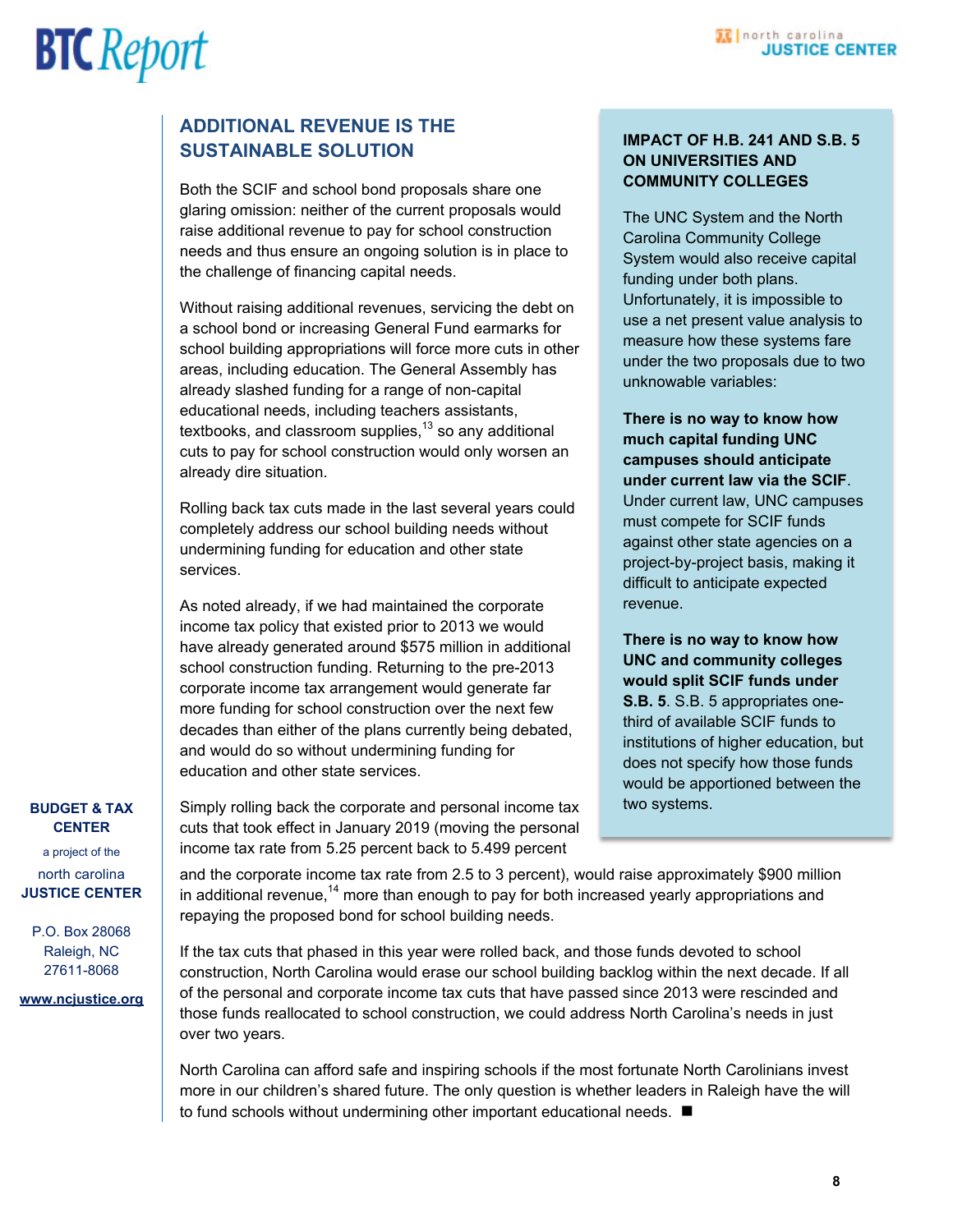## ADDITIONAL REVENUE IS THE SUSTAINABLE SOLUTION

Both the SCIF and school bond proposals share one glaring omission: neither of the current proposals would raise additional revenue to pay for school construction needs and thus ensure an ongoing solution is in place to the challenge of financing capital needs.

Without raising additional revenues, servicing the debt on a school bond or increasing General Fund earmarks for school building appropriations will force more cuts in other areas, including education. The General Assembly has already slashed funding for a range of non-capital educational needs, including teachers assistants, textbooks, and classroom supplies,[13] so any additional cuts to pay for school construction would only worsen an already dire situation.

Rolling back tax cuts made in the last several years could completely address our school building needs without undermining funding for education and other state services.

As noted already, if we had maintained the corporate income tax policy that existed prior to 2013 we would have already generated around $575 million in additional school construction funding. Returning to the pre-2013 corporate income tax arrangement would generate far more funding for school construction over the next few decades than either of the plans currently being debated, and would do so without undermining funding for education and other state services.

Simply rolling back the corporate and personal income tax cuts that took effect in January 2019 (moving the personal income tax rate from 5.25 percent back to 5.499 percent and the corporate income tax rate from 2.5 to 3 percent), would raise approximately $900 million in additional revenue,[14] more than enough to pay for both increased yearly appropriations and repaying the proposed bond for school building needs.

If the tax cuts that phased in this year were rolled back, and those funds devoted to school construction, North Carolina would erase our school building backlog within the next decade. If all of the personal and corporate income tax cuts that have passed since 2013 were rescinded and those funds reallocated to school construction, we could address North Carolina's needs in just over two years.

North Carolina can afford safe and inspiring schools if the most fortunate North Carolinians invest more in our children's shared future. The only question is whether leaders in Raleigh have the will to fund schools without undermining other important educational needs. ■

### IMPACT OF H.B. 241 AND S.B. 5 ON UNIVERSITIES AND COMMUNITY COLLEGES

The UNC System and the North Carolina Community College System would also receive capital funding under both plans. Unfortunately, it is impossible to use a net present value analysis to measure how these systems fare under the two proposals due to two unknowable variables:

**There is no way to know how much capital funding UNC campuses should anticipate under current law via the SCIF**. Under current law, UNC campuses must compete for SCIF funds against other state agencies on a project-by-project basis, making it difficult to anticipate expected revenue.

**There is no way to know how UNC and community colleges would split SCIF funds under S.B. 5**. S.B. 5 appropriates one-third of available SCIF funds to institutions of higher education, but does not specify how those funds would be apportioned between the two systems.

**BUDGET & TAX CENTER**
a project of the
north carolina
**JUSTICE CENTER**

P.O. Box 28068
Raleigh, NC
27611-8068

www.ncjustice.org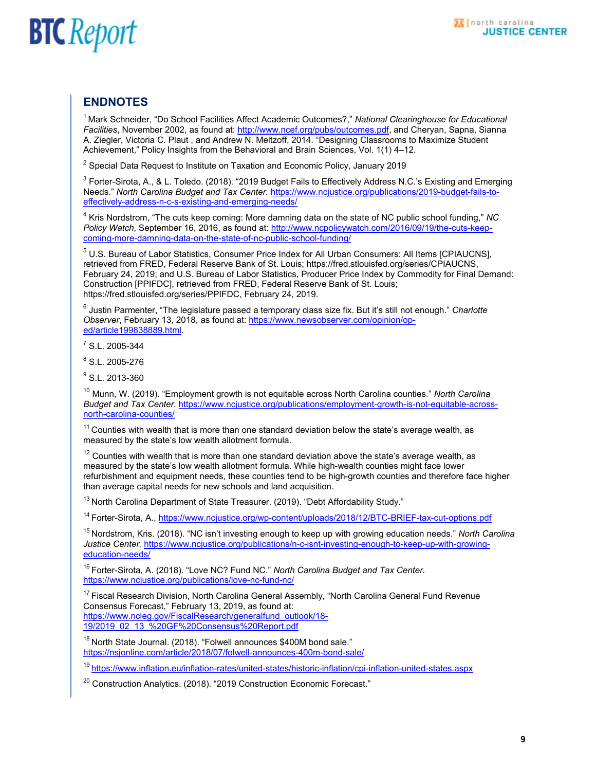## ENDNOTES

[1] Mark Schneider, “Do School Facilities Affect Academic Outcomes?,” *National Clearinghouse for Educational Facilities*, November 2002, as found at: http://www.ncef.org/pubs/outcomes.pdf, and Cheryan, Sapna, Sianna A. Ziegler, Victoria C. Plaut , and Andrew N. Meltzoff, 2014. “Designing Classrooms to Maximize Student Achievement,” Policy Insights from the Behavioral and Brain Sciences, Vol. 1(1) 4–12.

[2] Special Data Request to Institute on Taxation and Economic Policy, January 2019

[3] Forter-Sirota, A., & L. Toledo. (2018). “2019 Budget Fails to Effectively Address N.C.’s Existing and Emerging Needs.” *North Carolina Budget and Tax Center.* https://www.ncjustice.org/publications/2019-budget-fails-to-effectively-address-n-c-s-existing-and-emerging-needs/

[4] Kris Nordstrom, “The cuts keep coming: More damning data on the state of NC public school funding,” *NC Policy Watch*, September 16, 2016, as found at: http://www.ncpolicywatch.com/2016/09/19/the-cuts-keep-coming-more-damning-data-on-the-state-of-nc-public-school-funding/

[5] U.S. Bureau of Labor Statistics, Consumer Price Index for All Urban Consumers: All Items [CPIAUCNS], retrieved from FRED, Federal Reserve Bank of St. Louis; https://fred.stlouisfed.org/series/CPIAUCNS, February 24, 2019; and U.S. Bureau of Labor Statistics, Producer Price Index by Commodity for Final Demand: Construction [PPIFDC], retrieved from FRED, Federal Reserve Bank of St. Louis; https://fred.stlouisfed.org/series/PPIFDC, February 24, 2019.

[6] Justin Parmenter, “The legislature passed a temporary class size fix. But it’s still not enough.” *Charlotte Observer*, February 13, 2018, as found at: https://www.newsobserver.com/opinion/op-ed/article199838889.html.

[7] S.L. 2005-344

[8] S.L. 2005-276

[9] S.L. 2013-360

[10] Munn, W. (2019). “Employment growth is not equitable across North Carolina counties.” *North Carolina Budget and Tax Center.* https://www.ncjustice.org/publications/employment-growth-is-not-equitable-across-north-carolina-counties/

[11] Counties with wealth that is more than one standard deviation below the state’s average wealth, as measured by the state’s low wealth allotment formula.

[12] Counties with wealth that is more than one standard deviation above the state’s average wealth, as measured by the state’s low wealth allotment formula. While high-wealth counties might face lower refurbishment and equipment needs, these counties tend to be high-growth counties and therefore face higher than average capital needs for new schools and land acquisition.

[13] North Carolina Department of State Treasurer. (2019). “Debt Affordability Study.”

[14] Forter-Sirota, A., https://www.ncjustice.org/wp-content/uploads/2018/12/BTC-BRIEF-tax-cut-options.pdf

[15] Nordstrom, Kris. (2018). “NC isn’t investing enough to keep up with growing education needs.” *North Carolina Justice Center.* https://www.ncjustice.org/publications/n-c-isnt-investing-enough-to-keep-up-with-growing-education-needs/

[16] Forter-Sirota, A. (2018). “Love NC? Fund NC.” *North Carolina Budget and Tax Center*. https://www.ncjustice.org/publications/love-nc-fund-nc/

[17] Fiscal Research Division, North Carolina General Assembly, “North Carolina General Fund Revenue Consensus Forecast,” February 13, 2019, as found at: https://www.ncleg.gov/FiscalResearch/generalfund_outlook/18-19/2019_02_13_%20GF%20Consensus%20Report.pdf

[18] North State Journal. (2018). “Folwell announces $400M bond sale.” https://nsjonline.com/article/2018/07/folwell-announces-400m-bond-sale/

[19] https://www.inflation.eu/inflation-rates/united-states/historic-inflation/cpi-inflation-united-states.aspx

[20] Construction Analytics. (2018). “2019 Construction Economic Forecast.”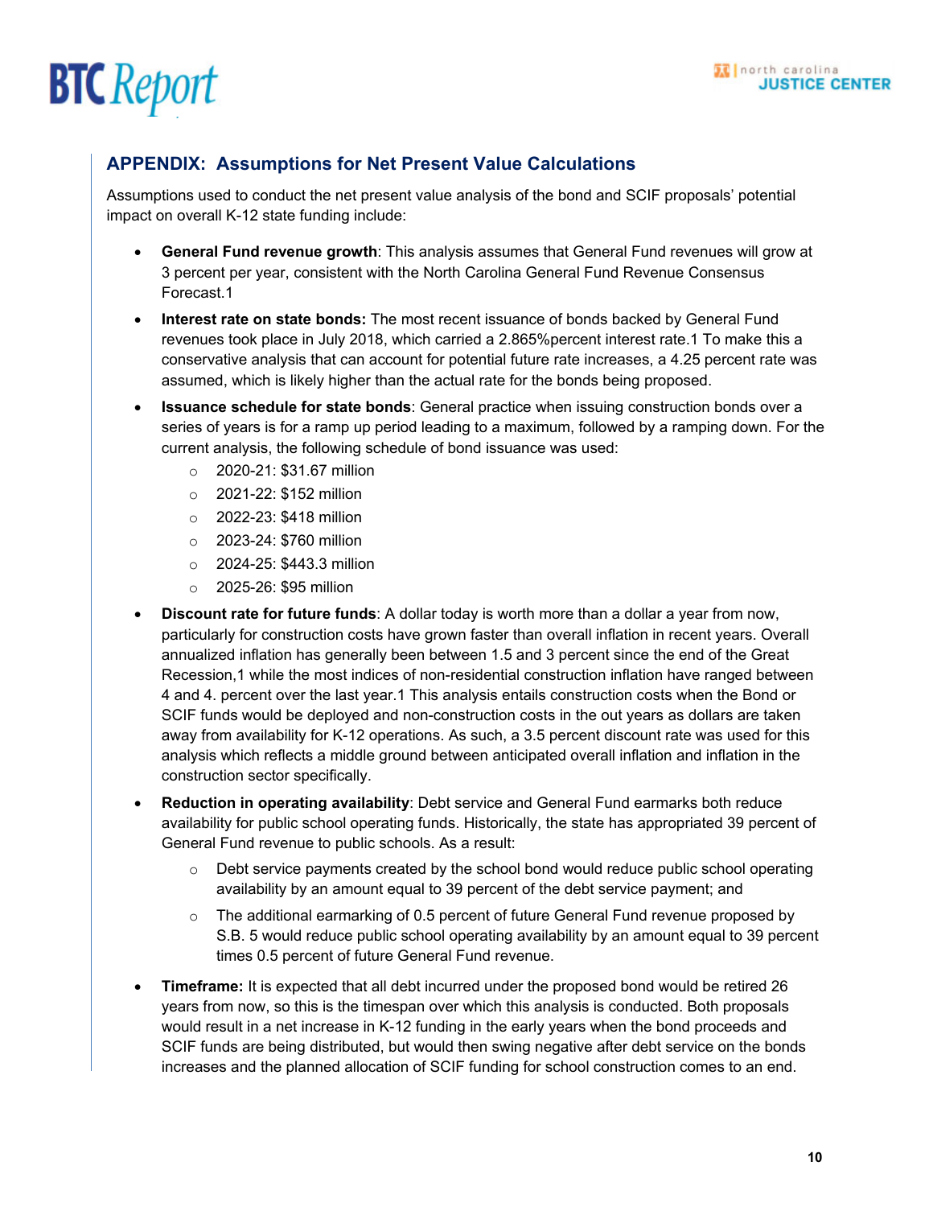## APPENDIX: Assumptions for Net Present Value Calculations

Assumptions used to conduct the net present value analysis of the bond and SCIF proposals' potential impact on overall K-12 state funding include:

- **General Fund revenue growth**: This analysis assumes that General Fund revenues will grow at 3 percent per year, consistent with the North Carolina General Fund Revenue Consensus Forecast.1
- **Interest rate on state bonds:** The most recent issuance of bonds backed by General Fund revenues took place in July 2018, which carried a 2.865%percent interest rate.1 To make this a conservative analysis that can account for potential future rate increases, a 4.25 percent rate was assumed, which is likely higher than the actual rate for the bonds being proposed.
- **Issuance schedule for state bonds**: General practice when issuing construction bonds over a series of years is for a ramp up period leading to a maximum, followed by a ramping down. For the current analysis, the following schedule of bond issuance was used:
    - 2020-21: $31.67 million
    - 2021-22: $152 million
    - 2022-23: $418 million
    - 2023-24: $760 million
    - 2024-25: $443.3 million
    - 2025-26: $95 million
- **Discount rate for future funds**: A dollar today is worth more than a dollar a year from now, particularly for construction costs have grown faster than overall inflation in recent years. Overall annualized inflation has generally been between 1.5 and 3 percent since the end of the Great Recession,1 while the most indices of non-residential construction inflation have ranged between 4 and 4. percent over the last year.1 This analysis entails construction costs when the Bond or SCIF funds would be deployed and non-construction costs in the out years as dollars are taken away from availability for K-12 operations. As such, a 3.5 percent discount rate was used for this analysis which reflects a middle ground between anticipated overall inflation and inflation in the construction sector specifically.
- **Reduction in operating availability**: Debt service and General Fund earmarks both reduce availability for public school operating funds. Historically, the state has appropriated 39 percent of General Fund revenue to public schools. As a result:
    - Debt service payments created by the school bond would reduce public school operating availability by an amount equal to 39 percent of the debt service payment; and
    - The additional earmarking of 0.5 percent of future General Fund revenue proposed by S.B. 5 would reduce public school operating availability by an amount equal to 39 percent times 0.5 percent of future General Fund revenue.
- **Timeframe:** It is expected that all debt incurred under the proposed bond would be retired 26 years from now, so this is the timespan over which this analysis is conducted. Both proposals would result in a net increase in K-12 funding in the early years when the bond proceeds and SCIF funds are being distributed, but would then swing negative after debt service on the bonds increases and the planned allocation of SCIF funding for school construction comes to an end.